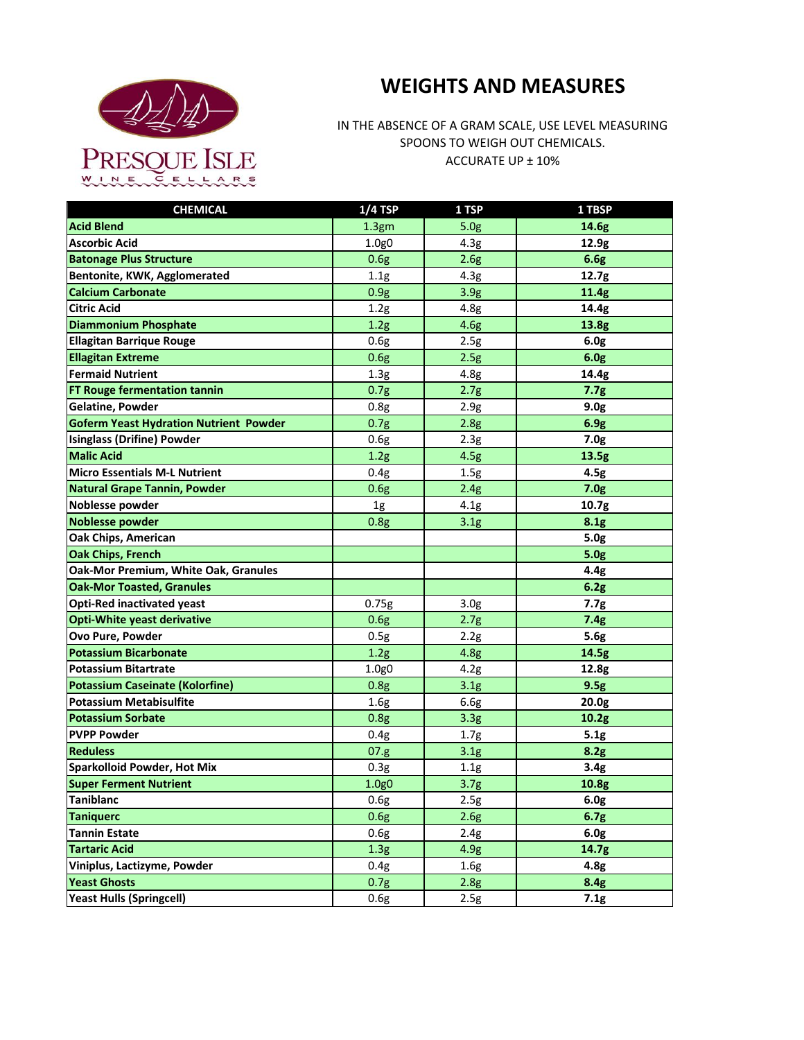PRESQUE ISLE
WINE CELLARS

# WEIGHTS AND MEASURES

IN THE ABSENCE OF A GRAM SCALE, USE LEVEL MEASURING SPOONS TO WEIGH OUT CHEMICALS.
ACCURATE UP ± 10%

| CHEMICAL | 1/4 TSP | 1 TSP | 1 TBSP |
|---|---|---|---|
| **Acid Blend** | 1.3gm | 5.0g | **14.6g** |
| **Ascorbic Acid** | 1.0g0 | 4.3g | **12.9g** |
| **Batonage Plus Structure** | 0.6g | 2.6g | **6.6g** |
| **Bentonite, KWK, Agglomerated** | 1.1g | 4.3g | **12.7g** |
| **Calcium Carbonate** | 0.9g | 3.9g | **11.4g** |
| **Citric Acid** | 1.2g | 4.8g | **14.4g** |
| **Diammonium Phosphate** | 1.2g | 4.6g | **13.8g** |
| **Ellagitan Barrique Rouge** | 0.6g | 2.5g | **6.0g** |
| **Ellagitan Extreme** | 0.6g | 2.5g | **6.0g** |
| **Fermaid Nutrient** | 1.3g | 4.8g | **14.4g** |
| **FT Rouge fermentation tannin** | 0.7g | 2.7g | **7.7g** |
| **Gelatine, Powder** | 0.8g | 2.9g | **9.0g** |
| **Goferm Yeast Hydration Nutrient Powder** | 0.7g | 2.8g | **6.9g** |
| **Isinglass (Drifine) Powder** | 0.6g | 2.3g | **7.0g** |
| **Malic Acid** | 1.2g | 4.5g | **13.5g** |
| **Micro Essentials M-L Nutrient** | 0.4g | 1.5g | **4.5g** |
| **Natural Grape Tannin, Powder** | 0.6g | 2.4g | **7.0g** |
| **Noblesse powder** | 1g | 4.1g | **10.7g** |
| **Noblesse powder** | 0.8g | 3.1g | **8.1g** |
| **Oak Chips, American** | | | **5.0g** |
| **Oak Chips, French** | | | **5.0g** |
| **Oak-Mor Premium, White Oak, Granules** | | | **4.4g** |
| **Oak-Mor Toasted, Granules** | | | **6.2g** |
| **Opti-Red inactivated yeast** | 0.75g | 3.0g | **7.7g** |
| **Opti-White yeast derivative** | 0.6g | 2.7g | **7.4g** |
| **Ovo Pure, Powder** | 0.5g | 2.2g | **5.6g** |
| **Potassium Bicarbonate** | 1.2g | 4.8g | **14.5g** |
| **Potassium Bitartrate** | 1.0g0 | 4.2g | **12.8g** |
| **Potassium Caseinate (Kolorfine)** | 0.8g | 3.1g | **9.5g** |
| **Potassium Metabisulfite** | 1.6g | 6.6g | **20.0g** |
| **Potassium Sorbate** | 0.8g | 3.3g | **10.2g** |
| **PVPP Powder** | 0.4g | 1.7g | **5.1g** |
| **Reduless** | 07.g | 3.1g | **8.2g** |
| **Sparkolloid Powder, Hot Mix** | 0.3g | 1.1g | **3.4g** |
| **Super Ferment Nutrient** | 1.0g0 | 3.7g | **10.8g** |
| **Taniblanc** | 0.6g | 2.5g | **6.0g** |
| **Taniquerc** | 0.6g | 2.6g | **6.7g** |
| **Tannin Estate** | 0.6g | 2.4g | **6.0g** |
| **Tartaric Acid** | 1.3g | 4.9g | **14.7g** |
| **Viniplus, Lactizyme, Powder** | 0.4g | 1.6g | **4.8g** |
| **Yeast Ghosts** | 0.7g | 2.8g | **8.4g** |
| **Yeast Hulls (Springcell)** | 0.6g | 2.5g | **7.1g** |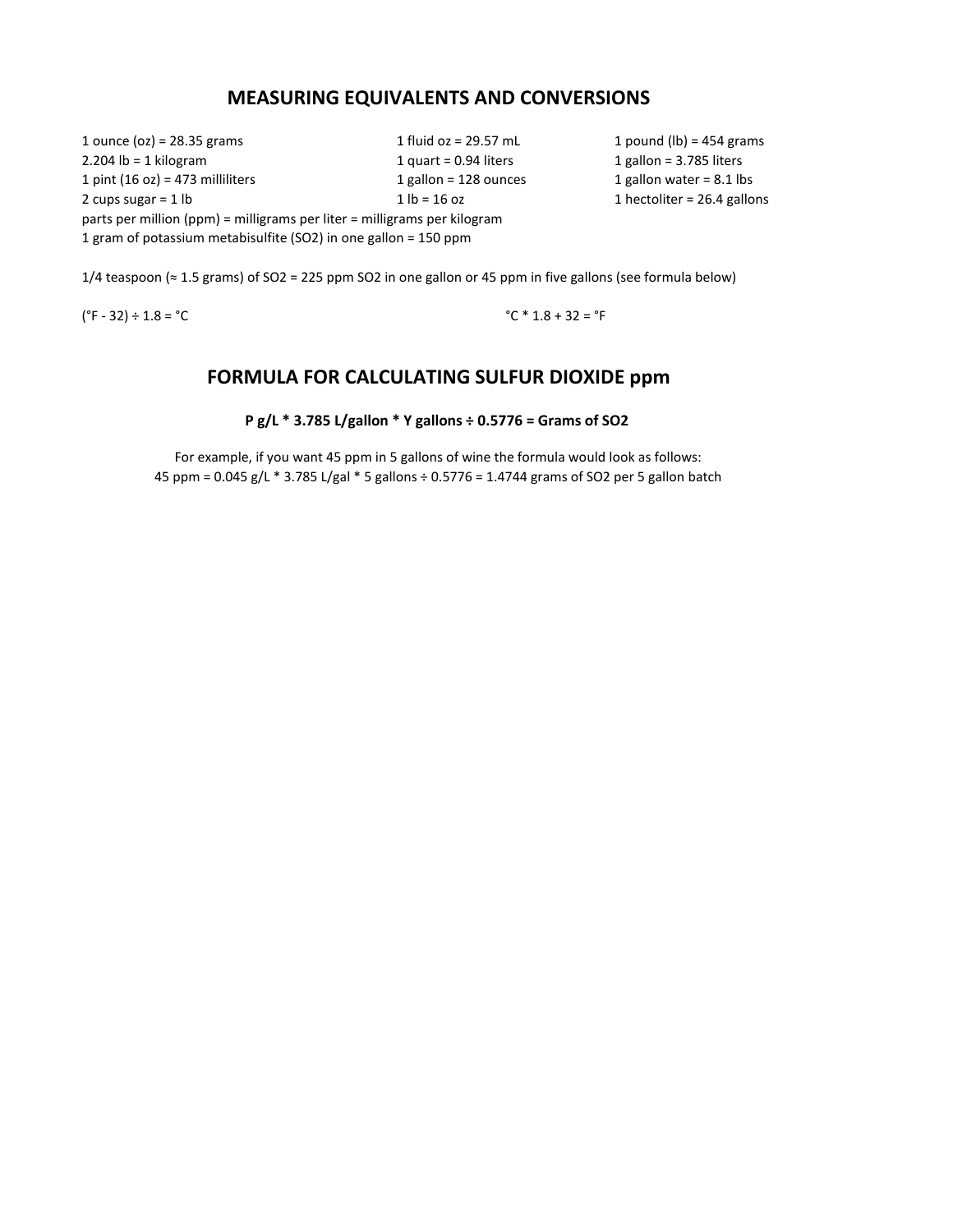## MEASURING EQUIVALENTS AND CONVERSIONS

| | | |
|---|---|---|
| 1 ounce (oz) = 28.35 grams | 1 fluid oz = 29.57 mL | 1 pound (lb) = 454 grams |
| 2.204 lb = 1 kilogram | 1 quart = 0.94 liters | 1 gallon = 3.785 liters |
| 1 pint (16 oz) = 473 milliliters | 1 gallon = 128 ounces | 1 gallon water = 8.1 lbs |
| 2 cups sugar = 1 lb | 1 lb = 16 oz | 1 hectoliter = 26.4 gallons |

parts per million (ppm) = milligrams per liter = milligrams per kilogram

1 gram of potassium metabisulfite ($SO_2$) in one gallon = 150 ppm

1/4 teaspoon (≈ 1.5 grams) of $SO_2$ = 225 ppm $SO_2$ in one gallon or 45 ppm in five gallons (see formula below)

$(°F - 32) \div 1.8 = °C$

$°C * 1.8 + 32 = °F$

## FORMULA FOR CALCULATING SULFUR DIOXIDE ppm

**P g/L * 3.785 L/gallon * Y gallons ÷ 0.5776 = Grams of $SO_2$**

For example, if you want 45 ppm in 5 gallons of wine the formula would look as follows:

45 ppm = 0.045 g/L * 3.785 L/gal * 5 gallons ÷ 0.5776 = 1.4744 grams of $SO_2$ per 5 gallon batch